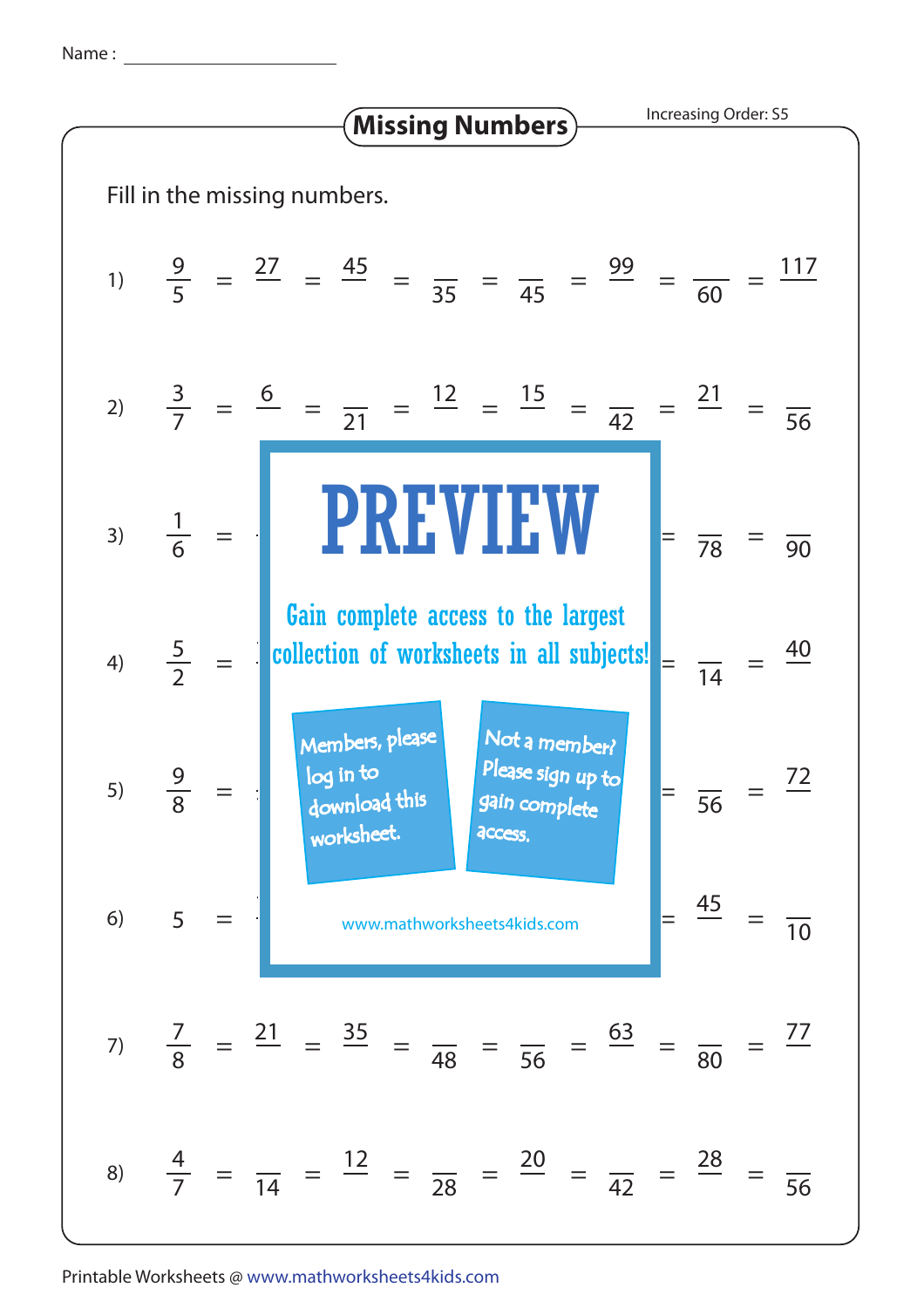Name : ____________________

# Missing Numbers

Increasing Order: S5

Fill in the missing numbers.

1) $\frac{9}{5} = \frac{27}{\phantom{0}} = \frac{45}{\phantom{0}} = \frac{\phantom{0}}{35} = \frac{\phantom{0}}{45} = \frac{99}{\phantom{0}} = \frac{\phantom{0}}{60} = \frac{117}{\phantom{0}}$

2) $\frac{3}{7} = \frac{6}{\phantom{0}} = \frac{\phantom{0}}{21} = \frac{12}{\phantom{0}} = \frac{15}{\phantom{0}} = \frac{\phantom{0}}{42} = \frac{21}{\phantom{0}} = \frac{\phantom{0}}{56}$

3) $\frac{1}{6} = \quad = \frac{\phantom{0}}{78} = \frac{\phantom{0}}{90}$

4) $\frac{5}{2} = \quad = \frac{\phantom{0}}{14} = \frac{40}{\phantom{0}}$

5) $\frac{9}{8} = \quad = \frac{\phantom{0}}{56} = \frac{72}{\phantom{0}}$

6) $5 = \quad = \frac{45}{\phantom{0}} = \frac{\phantom{0}}{10}$

PREVIEW

Gain complete access to the largest collection of worksheets in all subjects!

Members, please log in to download this worksheet.

Not a member? Please sign up to gain complete access.

www.mathworksheets4kids.com

7) $\frac{7}{8} = \frac{21}{\phantom{0}} = \frac{35}{\phantom{0}} = \frac{\phantom{0}}{48} = \frac{\phantom{0}}{56} = \frac{63}{\phantom{0}} = \frac{\phantom{0}}{80} = \frac{77}{\phantom{0}}$

8) $\frac{4}{7} = \frac{\phantom{0}}{14} = \frac{12}{\phantom{0}} = \frac{\phantom{0}}{28} = \frac{20}{\phantom{0}} = \frac{\phantom{0}}{42} = \frac{28}{\phantom{0}} = \frac{\phantom{0}}{56}$

Printable Worksheets @ www.mathworksheets4kids.com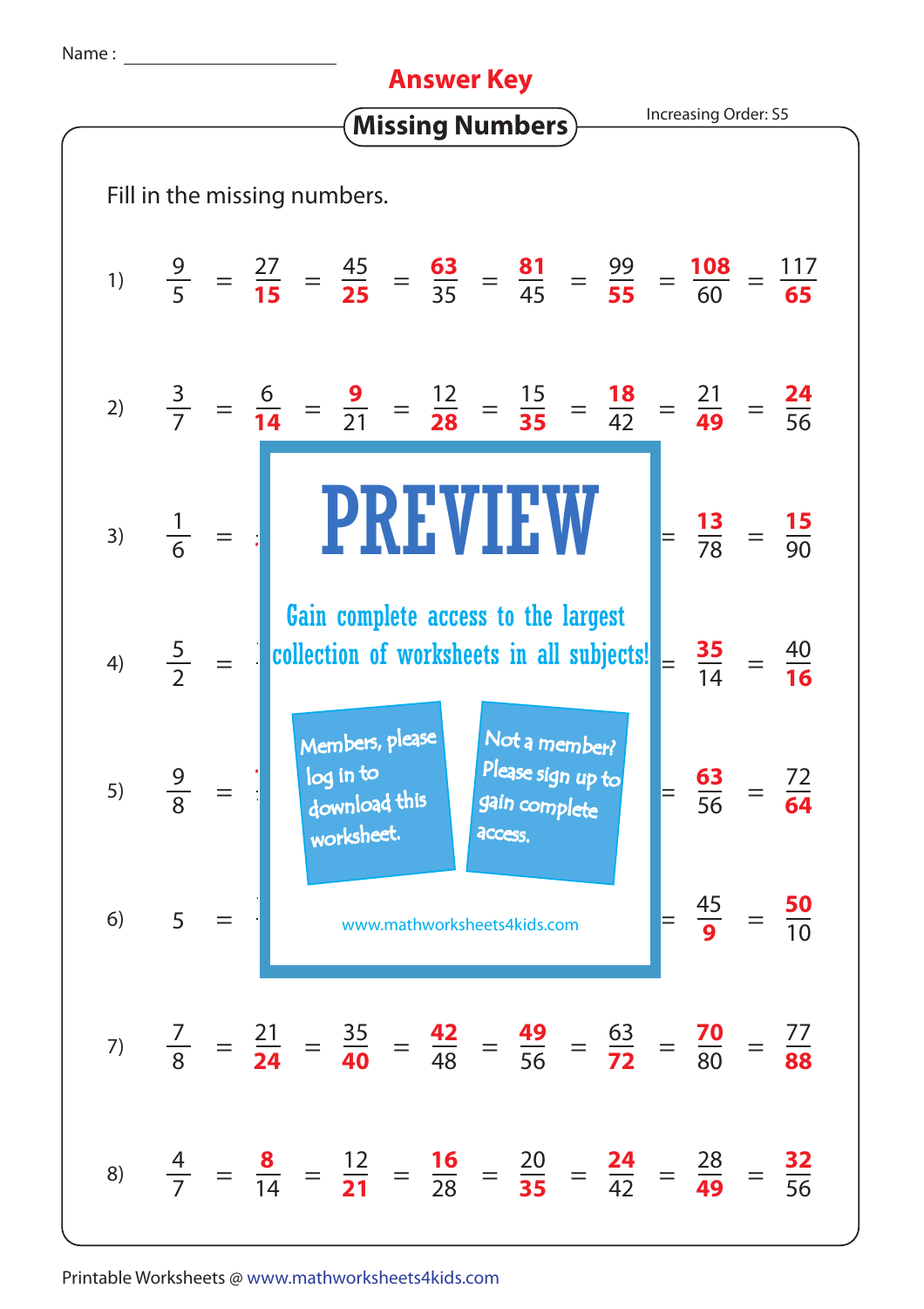Name : ________________________

**Answer Key**

## Missing Numbers

Increasing Order: S5

Fill in the missing numbers.

1) $\frac{9}{5} = \frac{27}{15} = \frac{45}{25} = \frac{63}{35} = \frac{81}{45} = \frac{99}{55} = \frac{108}{60} = \frac{117}{65}$

2) $\frac{3}{7} = \frac{6}{14} = \frac{9}{21} = \frac{12}{28} = \frac{15}{35} = \frac{18}{42} = \frac{21}{49} = \frac{24}{56}$

3) $\frac{1}{6} =$ ... $= \frac{13}{78} = \frac{15}{90}$

4) $\frac{5}{2} =$ ... $= \frac{35}{14} = \frac{40}{16}$

5) $\frac{9}{8} =$ ... $= \frac{63}{56} = \frac{72}{64}$

6) $5 =$ ... $= \frac{45}{9} = \frac{50}{10}$

PREVIEW

Gain complete access to the largest collection of worksheets in all subjects!

Members, please log in to download this worksheet.

Not a member? Please sign up to gain complete access.

www.mathworksheets4kids.com

7) $\frac{7}{8} = \frac{21}{24} = \frac{35}{40} = \frac{42}{48} = \frac{49}{56} = \frac{63}{72} = \frac{70}{80} = \frac{77}{88}$

8) $\frac{4}{7} = \frac{8}{14} = \frac{12}{21} = \frac{16}{28} = \frac{20}{35} = \frac{24}{42} = \frac{28}{49} = \frac{32}{56}$

Printable Worksheets @ www.mathworksheets4kids.com